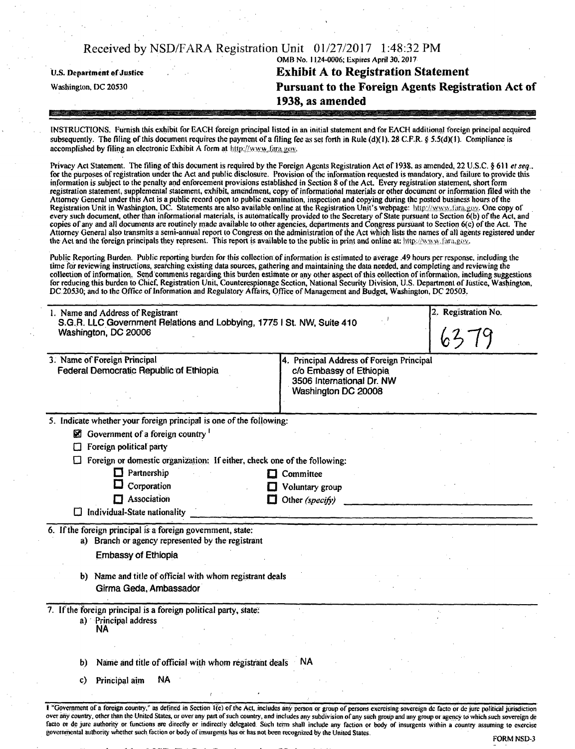Received by NSD/FARA Registration Unit 01/27/2017 1:48:32 PM

OMB No. 1124-0006; Expires April 30, 2017

U.S. Department of Justice
Washington, DC 20530

# Exhibit A to Registration Statement Pursuant to the Foreign Agents Registration Act of 1938, as amended

INSTRUCTIONS. Furnish this exhibit for EACH foreign principal listed in an initial statement and for EACH additional foreign principal acquired subsequently. The filing of this document requires the payment of a filing fee as set forth in Rule (d)(1). 28 C.F.R. § 5.5(d)(1). Compliance is accomplished by filing an electronic Exhibit A form at http://www.fara.gov.

Privacy Act Statement. The filing of this document is required by the Foreign Agents Registration Act of 1938, as amended, 22 U.S.C. § 611 *et seq.*, for the purposes of registration under the Act and public disclosure. Provision of the information requested is mandatory, and failure to provide this information is subject to the penalty and enforcement provisions established in Section 8 of the Act. Every registration statement, short form registration statement, supplemental statement, exhibit, amendment, copy of informational materials or other document or information filed with the Attorney General under this Act is a public record open to public examination, inspection and copying during the posted business hours of the Registration Unit in Washington, DC. Statements are also available online at the Registration Unit's webpage: http://www.fara.gov. One copy of every such document, other than informational materials, is automatically provided to the Secretary of State pursuant to Section 6(b) of the Act, and copies of any and all documents are routinely made available to other agencies, departments and Congress pursuant to Section 6(c) of the Act. The Attorney General also transmits a semi-annual report to Congress on the administration of the Act which lists the names of all agents registered under the Act and the foreign principals they represent. This report is available to the public in print and online at: http://www.fara.gov.

Public Reporting Burden. Public reporting burden for this collection of information is estimated to average .49 hours per response, including the time for reviewing instructions, searching existing data sources, gathering and maintaining the data needed, and completing and reviewing the collection of information. Send comments regarding this burden estimate or any other aspect of this collection of information, including suggestions for reducing this burden to Chief, Registration Unit, Counterespionage Section, National Security Division, U.S. Department of Justice, Washington, DC 20530; and to the Office of Information and Regulatory Affairs, Office of Management and Budget, Washington, DC 20503.

| 1. Name and Address of Registrant | 2. Registration No. |
|---|---|
| S.G.R. LLC Government Relations and Lobbying, 1775 I St. NW, Suite 410 Washington, DC 20006 | 6379 |

| 3. Name of Foreign Principal | 4. Principal Address of Foreign Principal |
|---|---|
| Federal Democratic Republic of Ethiopia | c/o Embassy of Ethiopia 3506 International Dr. NW Washington DC 20008 |

5. Indicate whether your foreign principal is one of the following:

- ☒ Government of a foreign country [1]
- ☐ Foreign political party
- ☐ Foreign or domestic organization: If either, check one of the following:
  - ☐ Partnership
  - ☐ Corporation
  - ☐ Association
  - ☐ Committee
  - ☐ Voluntary group
  - ☐ Other *(specify)* \_\_\_\_\_\_\_\_\_\_
- ☐ Individual-State nationality \_\_\_\_\_\_\_\_\_\_

6. If the foreign principal is a foreign government, state:

a) Branch or agency represented by the registrant

Embassy of Ethiopia

b) Name and title of official with whom registrant deals

Girma Geda, Ambassador

7. If the foreign principal is a foreign political party, state:

a) Principal address

NA

b) Name and title of official with whom registrant deals NA

c) Principal aim NA

[1] "Government of a foreign country," as defined in Section 1(e) of the Act, includes any person or group of persons exercising sovereign de facto or de jure political jurisdiction over any country, other than the United States, or over any part of such country, and includes any subdivision of any such group and any group or agency to which such sovereign de facto or de jure authority or functions are directly or indirectly delegated. Such term shall include any faction or body of insurgents within a country assuming to exercise governmental authority whether such faction or body of insurgents has or has not been recognized by the United States.

FORM NSD-3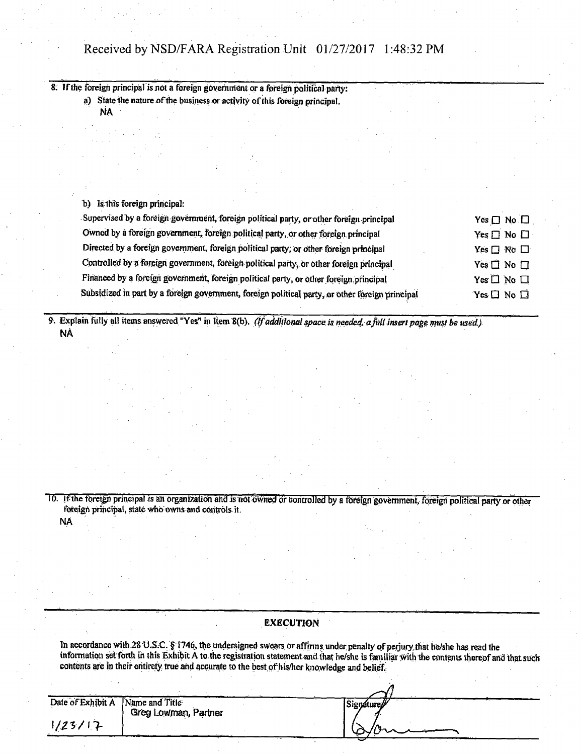8. If the foreign principal is not a foreign government or a foreign political party:

   a) State the nature of the business or activity of this foreign principal.

   NA

   b) Is this foreign principal:

| | |
|---|---|
| Supervised by a foreign government, foreign political party, or other foreign principal | Yes ☐ No ☐ |
| Owned by a foreign government, foreign political party, or other foreign principal | Yes ☐ No ☐ |
| Directed by a foreign government, foreign political party, or other foreign principal | Yes ☐ No ☐ |
| Controlled by a foreign government, foreign political party, or other foreign principal | Yes ☐ No ☐ |
| Financed by a foreign government, foreign political party, or other foreign principal | Yes ☐ No ☐ |
| Subsidized in part by a foreign government, foreign political party, or other foreign principal | Yes ☐ No ☐ |

9. Explain fully all items answered "Yes" in Item 8(b). *(If additional space is needed, a full insert page must be used.)*

   NA

10. If the foreign principal is an organization and is not owned or controlled by a foreign government, foreign political party or other foreign principal, state who owns and controls it.

    NA

## EXECUTION

In accordance with 28 U.S.C. § 1746, the undersigned swears or affirms under penalty of perjury that he/she has read the information set forth in this Exhibit A to the registration statement and that he/she is familiar with the contents thereof and that such contents are in their entirety true and accurate to the best of his/her knowledge and belief.

| Date of Exhibit A | Name and Title | Signature |
|---|---|---|
| 1/23/17 | Greg Lowman, Partner | [signature] |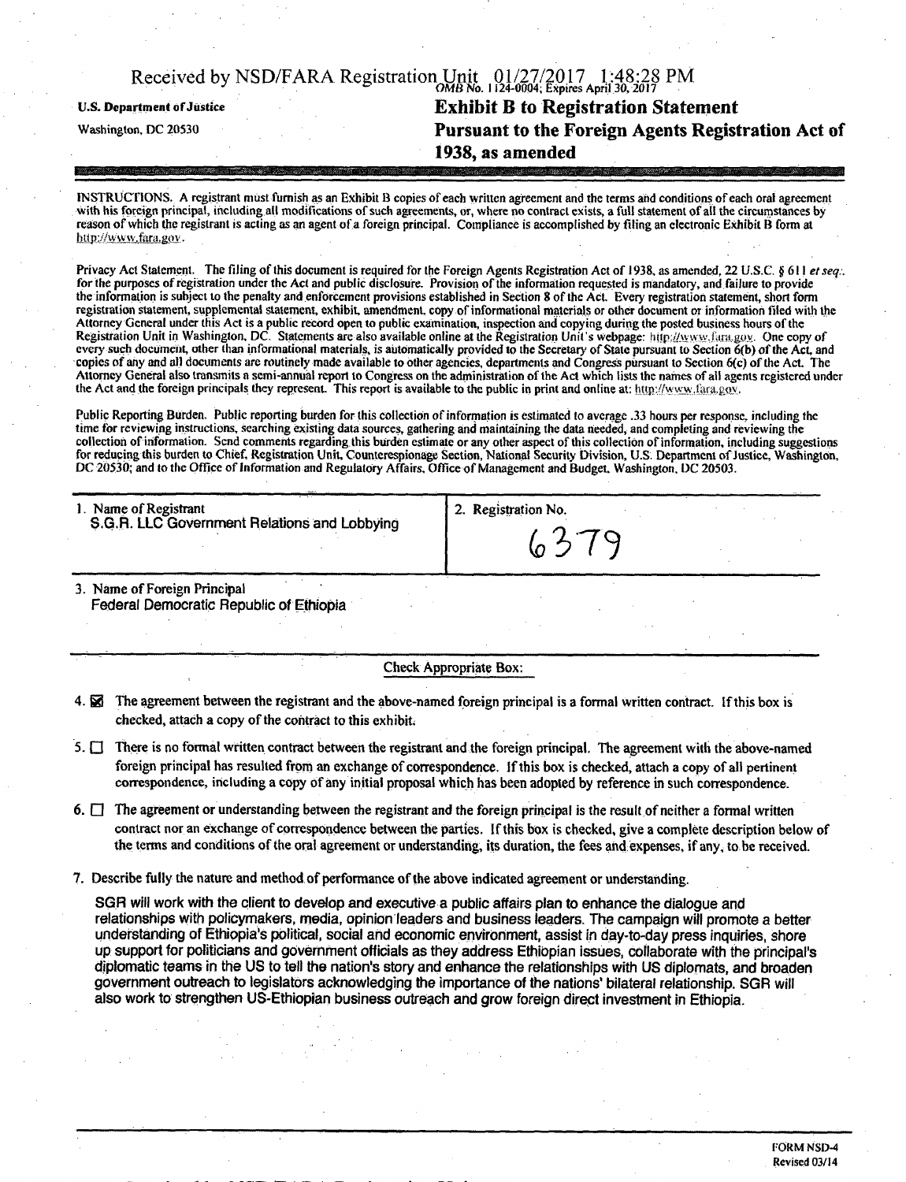Received by NSD/FARA Registration Unit 01/27/2017 1:48:28 PM

OMB No. 1124-0004; Expires April 30, 2017

**U.S. Department of Justice**

Washington, DC 20530

# Exhibit B to Registration Statement Pursuant to the Foreign Agents Registration Act of 1938, as amended

INSTRUCTIONS. A registrant must furnish as an Exhibit B copies of each written agreement and the terms and conditions of each oral agreement with his foreign principal, including all modifications of such agreements, or, where no contract exists, a full statement of all the circumstances by reason of which the registrant is acting as an agent of a foreign principal. Compliance is accomplished by filing an electronic Exhibit B form at http://www.fara.gov.

Privacy Act Statement. The filing of this document is required for the Foreign Agents Registration Act of 1938, as amended, 22 U.S.C. § 611 *et seq.*, for the purposes of registration under the Act and public disclosure. Provision of the information requested is mandatory, and failure to provide the information is subject to the penalty and enforcement provisions established in Section 8 of the Act. Every registration statement, short form registration statement, supplemental statement, exhibit, amendment, copy of informational materials or other document or information filed with the Attorney General under this Act is a public record open to public examination, inspection and copying during the posted business hours of the Registration Unit in Washington, DC. Statements are also available online at the Registration Unit's webpage: http://www.fara.gov. One copy of every such document, other than informational materials, is automatically provided to the Secretary of State pursuant to Section 6(b) of the Act, and copies of any and all documents are routinely made available to other agencies, departments and Congress pursuant to Section 6(c) of the Act. The Attorney General also transmits a semi-annual report to Congress on the administration of the Act which lists the names of all agents registered under the Act and the foreign principals they represent. This report is available to the public in print and online at: http://www.fara.gov.

Public Reporting Burden. Public reporting burden for this collection of information is estimated to average .33 hours per response, including the time for reviewing instructions, searching existing data sources, gathering and maintaining the data needed, and completing and reviewing the collection of information. Send comments regarding this burden estimate or any other aspect of this collection of information, including suggestions for reducing this burden to Chief, Registration Unit, Counterespionage Section, National Security Division, U.S. Department of Justice, Washington, DC 20530; and to the Office of Information and Regulatory Affairs, Office of Management and Budget, Washington, DC 20503.

| 1. Name of Registrant | 2. Registration No. |
|---|---|
| S.G.R. LLC Government Relations and Lobbying | 6379 |

3. Name of Foreign Principal
Federal Democratic Republic of Ethiopia

Check Appropriate Box:

4. ☒ The agreement between the registrant and the above-named foreign principal is a formal written contract. If this box is checked, attach a copy of the contract to this exhibit.

5. ☐ There is no formal written contract between the registrant and the foreign principal. The agreement with the above-named foreign principal has resulted from an exchange of correspondence. If this box is checked, attach a copy of all pertinent correspondence, including a copy of any initial proposal which has been adopted by reference in such correspondence.

6. ☐ The agreement or understanding between the registrant and the foreign principal is the result of neither a formal written contract nor an exchange of correspondence between the parties. If this box is checked, give a complete description below of the terms and conditions of the oral agreement or understanding, its duration, the fees and expenses, if any, to be received.

7. Describe fully the nature and method of performance of the above indicated agreement or understanding.

SGR will work with the client to develop and executive a public affairs plan to enhance the dialogue and relationships with policymakers, media, opinion leaders and business leaders. The campaign will promote a better understanding of Ethiopia's political, social and economic environment, assist in day-to-day press inquiries, shore up support for politicians and government officials as they address Ethiopian issues, collaborate with the principal's diplomatic teams in the US to tell the nation's story and enhance the relationships with US diplomats, and broaden government outreach to legislators acknowledging the importance of the nations' bilateral relationship. SGR will also work to strengthen US-Ethiopian business outreach and grow foreign direct investment in Ethiopia.

FORM NSD-4
Revised 03/14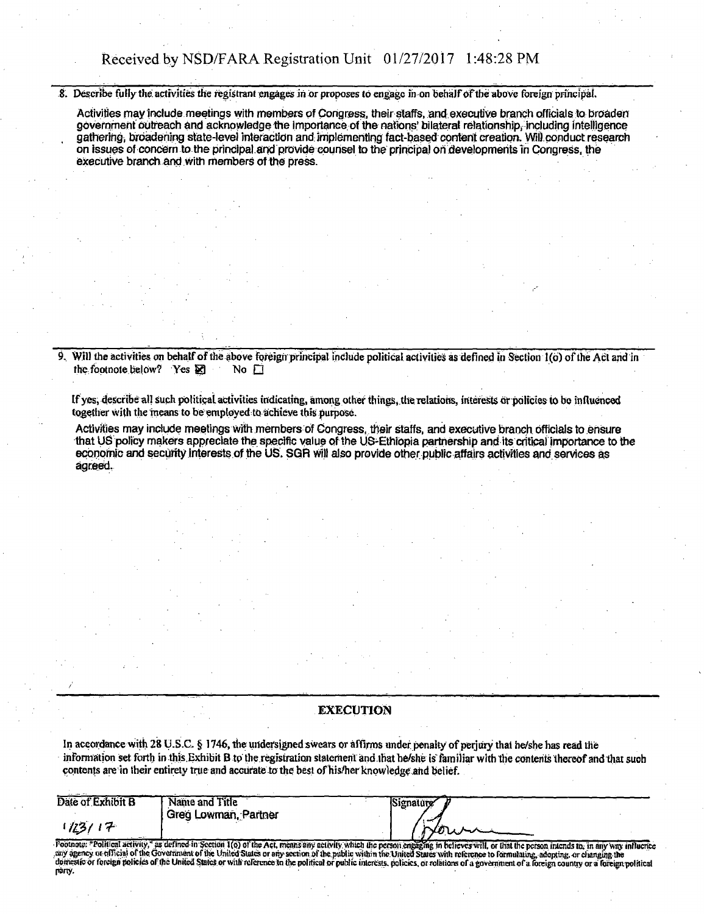8. Describe fully the activities the registrant engages in or proposes to engage in on behalf of the above foreign principal.

Activities may include meetings with members of Congress, their staffs, and executive branch officials to broaden government outreach and acknowledge the importance of the nations' bilateral relationship, including intelligence gathering, broadening state-level interaction and implementing fact-based content creation. Will conduct research on issues of concern to the principal and provide counsel to the principal on developments in Congress, the executive branch and with members of the press.

9. Will the activities on behalf of the above foreign principal include political activities as defined in Section 1(o) of the Act and in the footnote below? Yes ☒ No ☐

If yes, describe all such political activities indicating, among other things, the relations, interests or policies to be influenced together with the means to be employed to achieve this purpose.

Activities may include meetings with members of Congress, their staffs, and executive branch officials to ensure that US policy makers appreciate the specific value of the US-Ethiopia partnership and its critical importance to the economic and security interests of the US. SGR will also provide other public affairs activities and services as agreed.

## EXECUTION

In accordance with 28 U.S.C. § 1746, the undersigned swears or affirms under penalty of perjury that he/she has read the information set forth in this Exhibit B to the registration statement and that he/she is familiar with the contents thereof and that such contents are in their entirety true and accurate to the best of his/her knowledge and belief.

| Date of Exhibit B | Name and Title | Signature |
|---|---|---|
| 1/23/17 | Greg Lowman, Partner | [signature] |

Footnote: "Political activity," as defined in Section 1(o) of the Act, means any activity which the person engaging in believes will, or that the person intends to, in any way influence any agency or official of the Government of the United States or any section of the public within the United States with reference to formulating, adopting, or changing the domestic or foreign policies of the United States or with reference to the political or public interests, policies, or relations of a government of a foreign country or a foreign political party.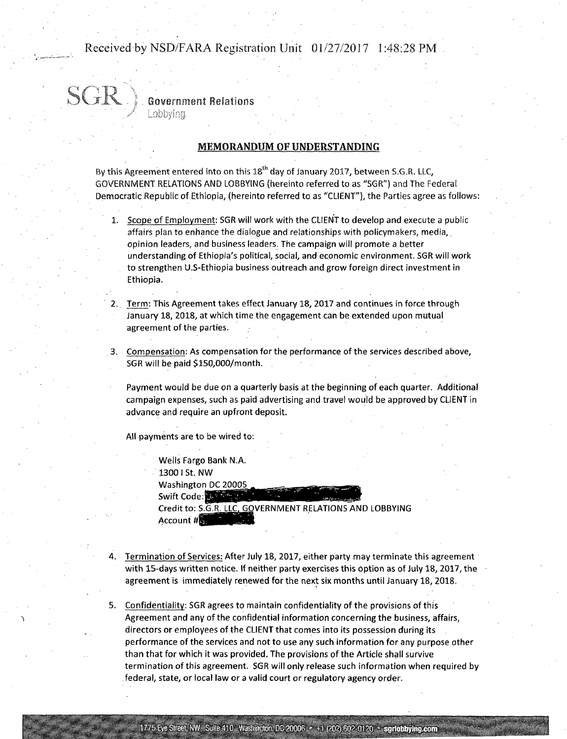SGR Government Relations Lobbying

## MEMORANDUM OF UNDERSTANDING

By this Agreement entered into on this 18th day of January 2017, between S.G.R. LLC, GOVERNMENT RELATIONS AND LOBBYING (hereinto referred to as "SGR") and The Federal Democratic Republic of Ethiopia, (hereinto referred to as "CLIENT"), the Parties agree as follows:

1. Scope of Employment: SGR will work with the CLIENT to develop and execute a public affairs plan to enhance the dialogue and relationships with policymakers, media, opinion leaders, and business leaders. The campaign will promote a better understanding of Ethiopia's political, social, and economic environment. SGR will work to strengthen U.S-Ethiopia business outreach and grow foreign direct investment in Ethiopia.

2. Term: This Agreement takes effect January 18, 2017 and continues in force through January 18, 2018, at which time the engagement can be extended upon mutual agreement of the parties.

3. Compensation: As compensation for the performance of the services described above, SGR will be paid $150,000/month.

   Payment would be due on a quarterly basis at the beginning of each quarter. Additional campaign expenses, such as paid advertising and travel would be approved by CLIENT in advance and require an upfront deposit.

   All payments are to be wired to:

   Wells Fargo Bank N.A.
   1300 I St. NW
   Washington DC 20005
   Swift Code: [redacted]
   Credit to: S.G.R. LLC, GOVERNMENT RELATIONS AND LOBBYING
   Account # [redacted]

4. Termination of Services: After July 18, 2017, either party may terminate this agreement with 15-days written notice. If neither party exercises this option as of July 18, 2017, the agreement is immediately renewed for the next six months until January 18, 2018.

5. Confidentiality: SGR agrees to maintain confidentiality of the provisions of this Agreement and any of the confidential information concerning the business, affairs, directors or employees of the CLIENT that comes into its possession during its performance of the services and not to use any such information for any purpose other than that for which it was provided. The provisions of the Article shall survive termination of this agreement. SGR will only release such information when required by federal, state, or local law or a valid court or regulatory agency order.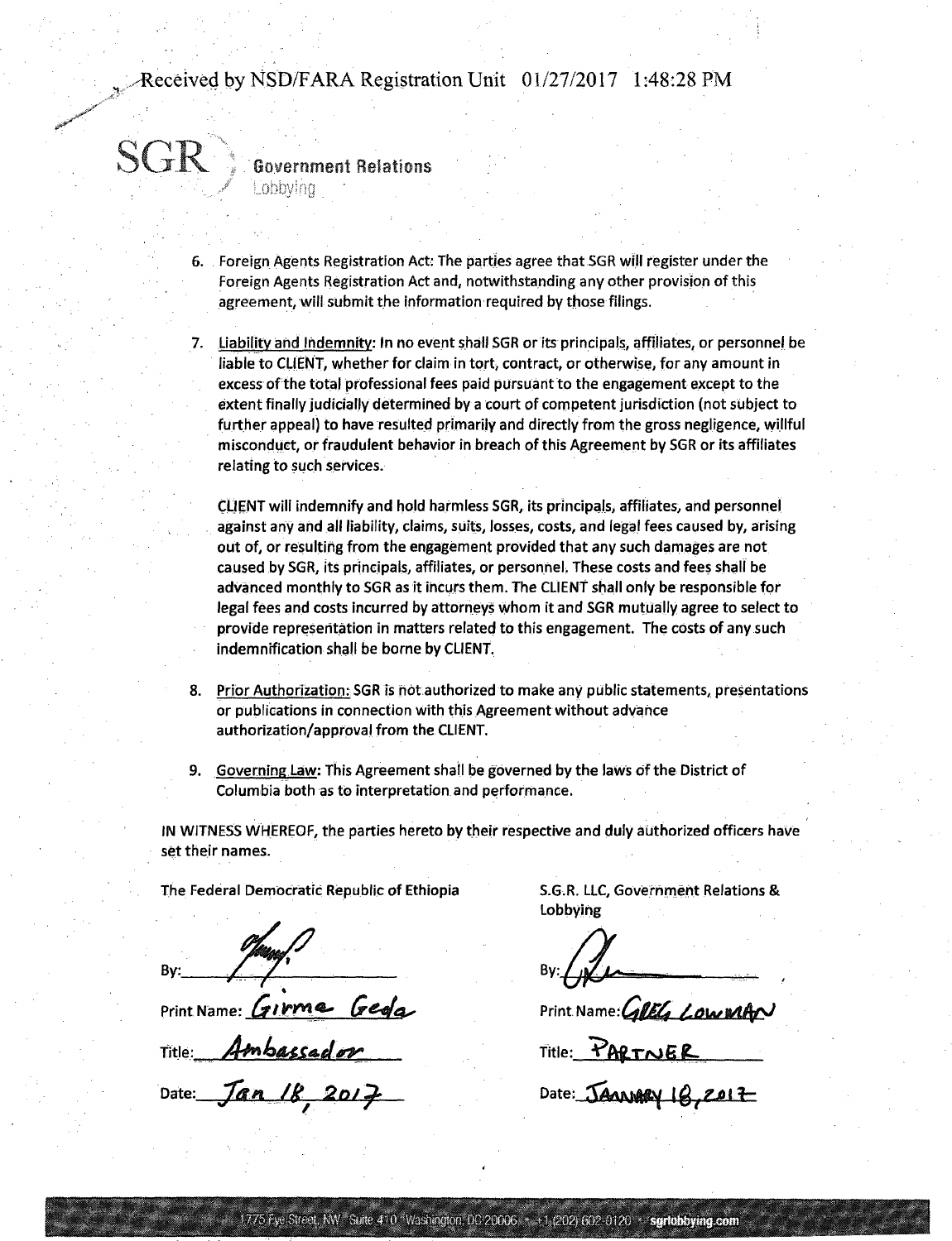Received by NSD/FARA Registration Unit 01/27/2017 1:48:28 PM

SGR Government Relations Lobbying

6. Foreign Agents Registration Act: The parties agree that SGR will register under the Foreign Agents Registration Act and, notwithstanding any other provision of this agreement, will submit the information required by those filings.

7. Liability and Indemnity: In no event shall SGR or its principals, affiliates, or personnel be liable to CLIENT, whether for claim in tort, contract, or otherwise, for any amount in excess of the total professional fees paid pursuant to the engagement except to the extent finally judicially determined by a court of competent jurisdiction (not subject to further appeal) to have resulted primarily and directly from the gross negligence, willful misconduct, or fraudulent behavior in breach of this Agreement by SGR or its affiliates relating to such services.

   CLIENT will indemnify and hold harmless SGR, its principals, affiliates, and personnel against any and all liability, claims, suits, losses, costs, and legal fees caused by, arising out of, or resulting from the engagement provided that any such damages are not caused by SGR, its principals, affiliates, or personnel. These costs and fees shall be advanced monthly to SGR as it incurs them. The CLIENT shall only be responsible for legal fees and costs incurred by attorneys whom it and SGR mutually agree to select to provide representation in matters related to this engagement. The costs of any such indemnification shall be borne by CLIENT.

8. Prior Authorization: SGR is not authorized to make any public statements, presentations or publications in connection with this Agreement without advance authorization/approval from the CLIENT.

9. Governing Law: This Agreement shall be governed by the laws of the District of Columbia both as to interpretation and performance.

IN WITNESS WHEREOF, the parties hereto by their respective and duly authorized officers have set their names.

The Federal Democratic Republic of Ethiopia

By: [signature]

Print Name: Girma Geda

Title: Ambassador

Date: Jan 18, 2017

S.G.R. LLC, Government Relations & Lobbying

By: [signature]

Print Name: GREG LOWMAN

Title: PARTNER

Date: JANUARY 18, 2017

1775 Eye Street, NW Suite 410 Washington, DC 20006 +1 (202) 602 0120 sgrlobbying.com